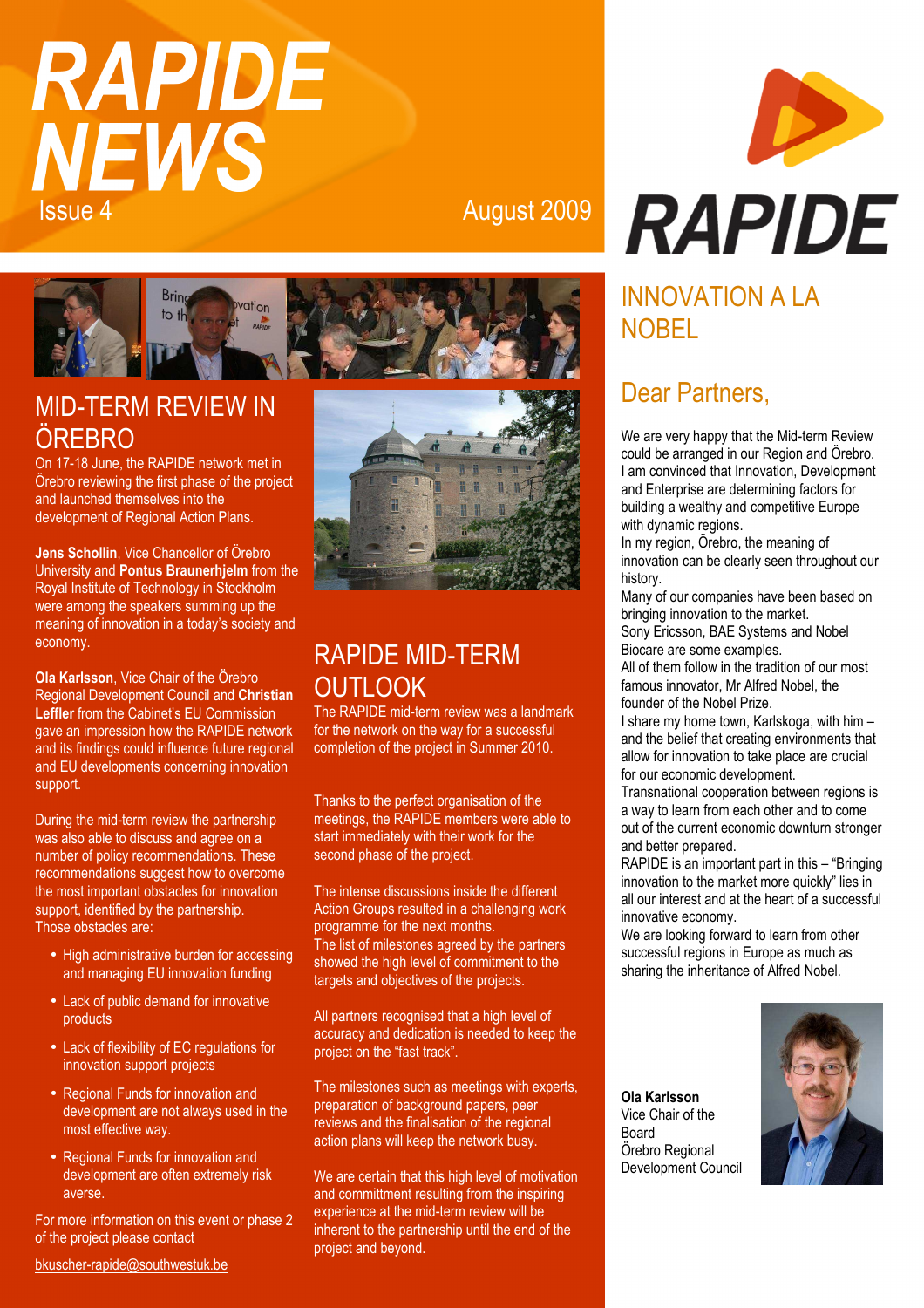# RAPIDE NEWS

Issue 4

August 2009

RAPIDE

## MID-TERM REVIEW IN ÖREBRO

On 17-18 June, the RAPIDE network met in Örebro reviewing the first phase of the project and launched themselves into the development of Regional Action Plans.

**Jens Scholin**, Vice Chancellor of Örebro University and **Pontus Braunerhjelm** from the Royal Institute of Technology in Stockholm were among the speakers summing up the meaning of innovation in a today's society and economy.

**Ola Karlsson**, Vice Chair of the Örebro Regional Development Council and **Christian Leffler** from the Cabinet's EU Commission gave an impression how the RAPIDE network and its findings could influence future regional and EU developments concerning innovation support.

During the mid-term review the partnership was also able to discuss and agree on a number of policy recommendations. These recommendations suggest how to overcome the most important obstacles for innovation support, identified by the partnership. Those obstacles are:

- High administrative burden for accessing and managing EU innovation funding
- Lack of public demand for innovative products
- Lack of flexibility of EC regulations for innovation support projects
- Regional Funds for innovation and development are not always used in the most effective way.
- Regional Funds for innovation and development are often extremely risk averse.

For more information on this event or phase 2 of the project please contact

bkuscher-rapide@southwestuk.be

## RAPIDE MID-TERM OUTLOOK

The RAPIDE mid-term review was a landmark for the network on the way for a successful completion of the project in Summer 2010.

Thanks to the perfect organisation of the meetings, the RAPIDE members were able to start immediately with their work for the second phase of the project.

The intense discussions inside the different Action Groups resulted in a challenging work programme for the next months.
The list of milestones agreed by the partners showed the high level of commitment to the targets and objectives of the projects.

All partners recognised that a high level of accuracy and dedication is needed to keep the project on the "fast track".

The milestones such as meetings with experts, preparation of background papers, peer reviews and the finalisation of the regional action plans will keep the network busy.

We are certain that this high level of motivation and committment resulting from the inspiring experience at the mid-term review will be inherent to the partnership until the end of the project and beyond.

## INNOVATION A LA NOBEL

## Dear Partners,

We are very happy that the Mid-term Review could be arranged in our Region and Örebro.
I am convinced that Innovation, Development and Enterprise are determining factors for building a wealthy and competitive Europe with dynamic regions.
In my region, Örebro, the meaning of innovation can be clearly seen throughout our history.
Many of our companies have been based on bringing innovation to the market.
Sony Ericsson, BAE Systems and Nobel Biocare are some examples.
All of them follow in the tradition of our most famous innovator, Mr Alfred Nobel, the founder of the Nobel Prize.
I share my home town, Karlskoga, with him – and the belief that creating environments that allow for innovation to take place are crucial for our economic development.
Transnational cooperation between regions is a way to learn from each other and to come out of the current economic downturn stronger and better prepared.
RAPIDE is an important part in this – "Bringing innovation to the market more quickly" lies in all our interest and at the heart of a successful innovative economy.
We are looking forward to learn from other successful regions in Europe as much as sharing the inheritance of Alfred Nobel.

**Ola Karlsson**
Vice Chair of the Board
Örebro Regional Development Council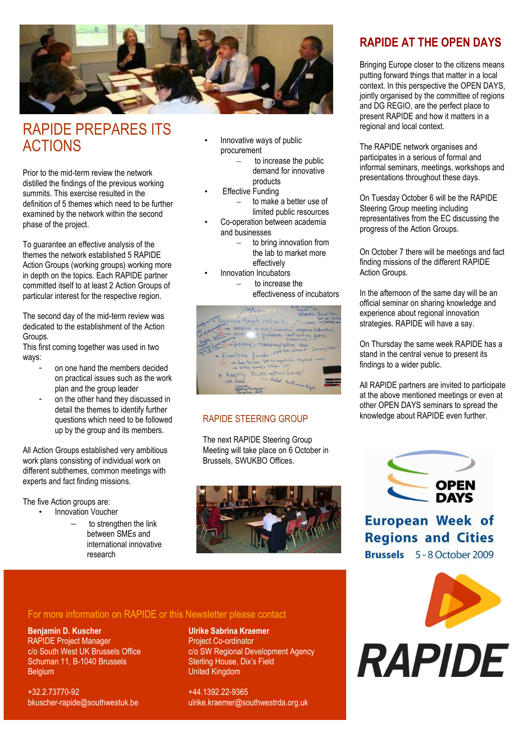# RAPIDE PREPARES ITS ACTIONS

Prior to the mid-term review the network distilled the findings of the previous working summits. This exercise resulted in the definition of 5 themes which need to be further examined by the network within the second phase of the project.

To guarantee an effective analysis of the themes the network established 5 RAPIDE Action Groups (working groups) working more in depth on the topics. Each RAPIDE partner committed itself to at least 2 Action Groups of particular interest for the respective region.

The second day of the mid-term review was dedicated to the establishment of the Action Groups.
This first coming together was used in two ways:

- on one hand the members decided on practical issues such as the work plan and the group leader
- on the other hand they discussed in detail the themes to identify further questions which need to be followed up by the group and its members.

All Action Groups established very ambitious work plans consisting of individual work on different subthemes, common meetings with experts and fact finding missions.

The five Action groups are:

- Innovation Voucher
  - to strengthen the link between SMEs and international innovative research
- Innovative ways of public procurement
  - to increase the public demand for innovative products
- Effective Funding
  - to make a better use of limited public resources
- Co-operation between academia and businesses
  - to bring innovation from the lab to market more effectively
- Innovation Incubators
  - to increase the effectiveness of incubators

## RAPIDE STEERING GROUP

The next RAPIDE Steering Group Meeting will take place on 6 October in Brussels, SWUKBO Offices.

# RAPIDE AT THE OPEN DAYS

Bringing Europe closer to the citizens means putting forward things that matter in a local context. In this perspective the OPEN DAYS, jointly organised by the committee of regions and DG REGIO, are the perfect place to present RAPIDE and how it matters in a regional and local context.

The RAPIDE network organises and participates in a serious of formal and informal seminars, meetings, workshops and presentations throughout these days.

On Tuesday October 6 will be the RAPIDE Steering Group meeting including representatives from the EC discussing the progress of the Action Groups.

On October 7 there will be meetings and fact finding missions of the different RAPIDE Action Groups.

In the afternoon of the same day will be an official seminar on sharing knowledge and experience about regional innovation strategies. RAPIDE will have a say.

On Thursday the same week RAPIDE has a stand in the central venue to present its findings to a wider public.

All RAPIDE partners are invited to participate at the above mentioned meetings or even at other OPEN DAYS seminars to spread the knowledge about RAPIDE even further.

OPEN DAYS

European Week of Regions and Cities

Brussels 5 - 8 October 2009

For more information on RAPIDE or this Newsletter please contact

**Benjamin D. Kuscher**
RAPIDE Project Manager
c/o South West UK Brussels Office
Schuman 11, B-1040 Brussels
Belgium

+32.2.73770-92
bkuscher-rapide@southwestuk.be

**Ulrike Sabrina Kraemer**
Project Co-ordinator
c/o SW Regional Development Agency
Sterling House, Dix's Field
United Kingdom

+44.1392.22-9365
ulrike.kraemer@southwestrda.org.uk

RAPIDE